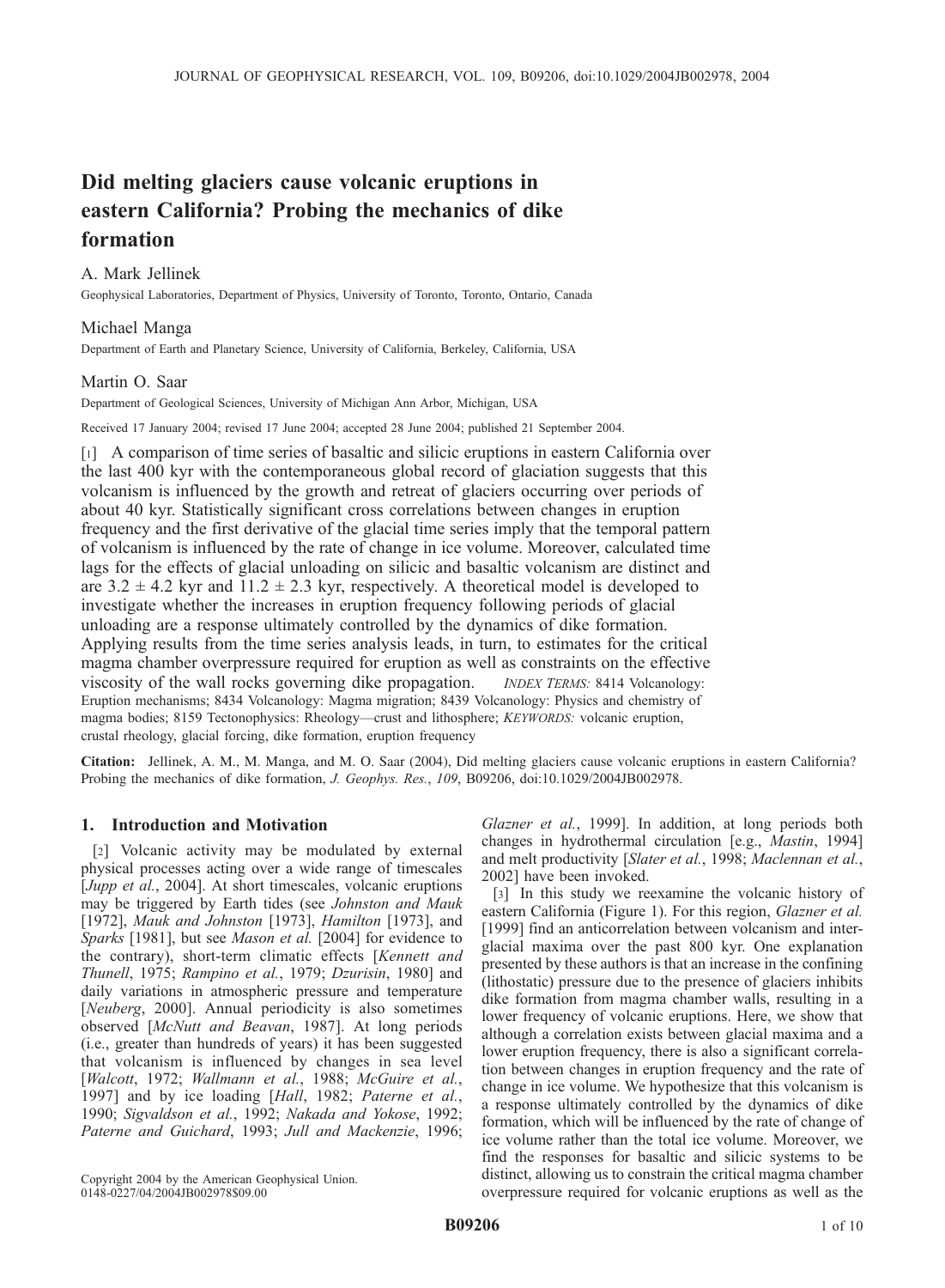# Did melting glaciers cause volcanic eruptions in eastern California? Probing the mechanics of dike formation

A. Mark Jellinek

Geophysical Laboratories, Department of Physics, University of Toronto, Toronto, Ontario, Canada

Michael Manga

Department of Earth and Planetary Science, University of California, Berkeley, California, USA

Martin O. Saar

Department of Geological Sciences, University of Michigan Ann Arbor, Michigan, USA

Received 17 January 2004; revised 17 June 2004; accepted 28 June 2004; published 21 September 2004.

[1] A comparison of time series of basaltic and silicic eruptions in eastern California over the last 400 kyr with the contemporaneous global record of glaciation suggests that this volcanism is influenced by the growth and retreat of glaciers occurring over periods of about 40 kyr. Statistically significant cross correlations between changes in eruption frequency and the first derivative of the glacial time series imply that the temporal pattern of volcanism is influenced by the rate of change in ice volume. Moreover, calculated time lags for the effects of glacial unloading on silicic and basaltic volcanism are distinct and are $3.2 \pm 4.2$ kyr and $11.2 \pm 2.3$ kyr, respectively. A theoretical model is developed to investigate whether the increases in eruption frequency following periods of glacial unloading are a response ultimately controlled by the dynamics of dike formation. Applying results from the time series analysis leads, in turn, to estimates for the critical magma chamber overpressure required for eruption as well as constraints on the effective viscosity of the wall rocks governing dike propagation. *INDEX TERMS:* 8414 Volcanology: Eruption mechanisms; 8434 Volcanology: Magma migration; 8439 Volcanology: Physics and chemistry of magma bodies; 8159 Tectonophysics: Rheology—crust and lithosphere; *KEYWORDS:* volcanic eruption, crustal rheology, glacial forcing, dike formation, eruption frequency

**Citation:** Jellinek, A. M., M. Manga, and M. O. Saar (2004), Did melting glaciers cause volcanic eruptions in eastern California? Probing the mechanics of dike formation, *J. Geophys. Res.*, *109*, B09206, doi:10.1029/2004JB002978.

## 1. Introduction and Motivation

[2] Volcanic activity may be modulated by external physical processes acting over a wide range of timescales [*Jupp et al.*, 2004]. At short timescales, volcanic eruptions may be triggered by Earth tides (see *Johnston and Mauk* [1972], *Mauk and Johnston* [1973], *Hamilton* [1973], and *Sparks* [1981], but see *Mason et al.* [2004] for evidence to the contrary), short-term climatic effects [*Kennett and Thunell*, 1975; *Rampino et al.*, 1979; *Dzurisin*, 1980] and daily variations in atmospheric pressure and temperature [*Neuberg*, 2000]. Annual periodicity is also sometimes observed [*McNutt and Beavan*, 1987]. At long periods (i.e., greater than hundreds of years) it has been suggested that volcanism is influenced by changes in sea level [*Walcott*, 1972; *Wallmann et al.*, 1988; *McGuire et al.*, 1997] and by ice loading [*Hall*, 1982; *Paterne et al.*, 1990; *Sigvaldson et al.*, 1992; *Nakada and Yokose*, 1992; *Paterne and Guichard*, 1993; *Jull and Mackenzie*, 1996; *Glazner et al.*, 1999]. In addition, at long periods both changes in hydrothermal circulation [e.g., *Mastin*, 1994] and melt productivity [*Slater et al.*, 1998; *Maclennan et al.*, 2002] have been invoked.

[3] In this study we reexamine the volcanic history of eastern California (Figure 1). For this region, *Glazner et al.* [1999] find an anticorrelation between volcanism and interglacial maxima over the past 800 kyr. One explanation presented by these authors is that an increase in the confining (lithostatic) pressure due to the presence of glaciers inhibits dike formation from magma chamber walls, resulting in a lower frequency of volcanic eruptions. Here, we show that although a correlation exists between glacial maxima and a lower eruption frequency, there is also a significant correlation between changes in eruption frequency and the rate of change in ice volume. We hypothesize that this volcanism is a response ultimately controlled by the dynamics of dike formation, which will be influenced by the rate of change of ice volume rather than the total ice volume. Moreover, we find the responses for basaltic and silicic systems to be distinct, allowing us to constrain the critical magma chamber overpressure required for volcanic eruptions as well as the

Copyright 2004 by the American Geophysical Union.
0148-0227/04/2004JB002978$09.00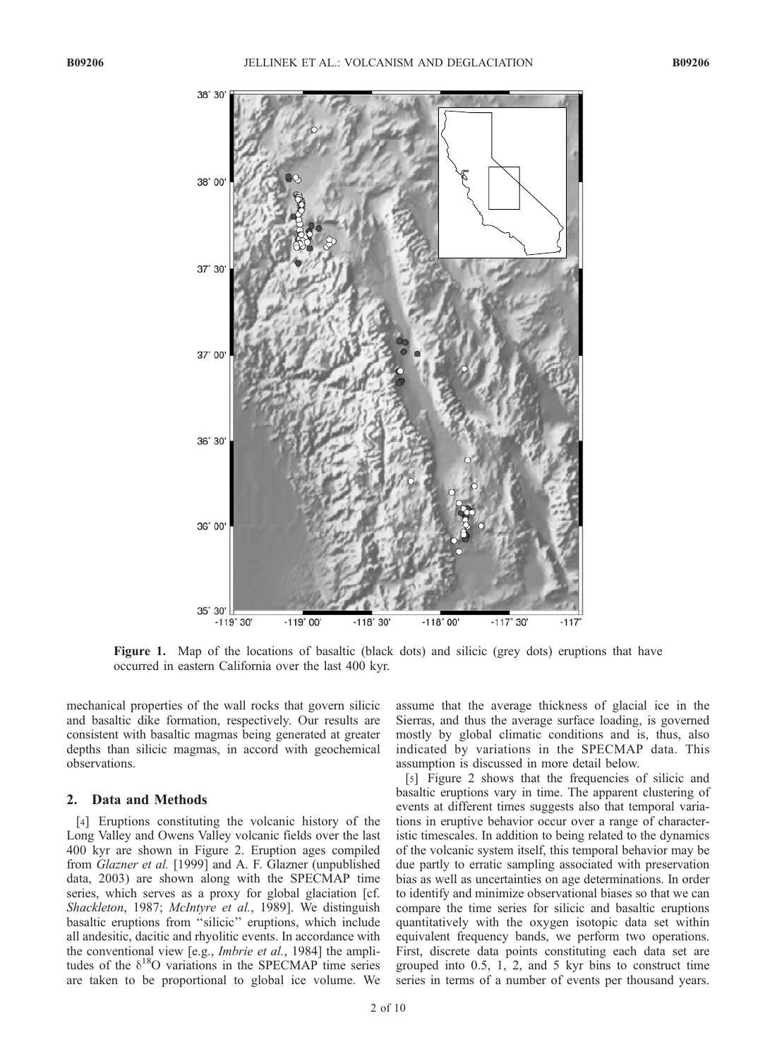**Figure 1.** Map of the locations of basaltic (black dots) and silicic (grey dots) eruptions that have occurred in eastern California over the last 400 kyr.

mechanical properties of the wall rocks that govern silicic and basaltic dike formation, respectively. Our results are consistent with basaltic magmas being generated at greater depths than silicic magmas, in accord with geochemical observations.

## 2. Data and Methods

[4] Eruptions constituting the volcanic history of the Long Valley and Owens Valley volcanic fields over the last 400 kyr are shown in Figure 2. Eruption ages compiled from *Glazner et al.* [1999] and A. F. Glazner (unpublished data, 2003) are shown along with the SPECMAP time series, which serves as a proxy for global glaciation [cf. *Shackleton*, 1987; *McIntyre et al.*, 1989]. We distinguish basaltic eruptions from "silicic" eruptions, which include all andesitic, dacitic and rhyolitic events. In accordance with the conventional view [e.g., *Imbrie et al.*, 1984] the amplitudes of the $\delta^{18}O$ variations in the SPECMAP time series are taken to be proportional to global ice volume. We assume that the average thickness of glacial ice in the Sierras, and thus the average surface loading, is governed mostly by global climatic conditions and is, thus, also indicated by variations in the SPECMAP data. This assumption is discussed in more detail below.

[5] Figure 2 shows that the frequencies of silicic and basaltic eruptions vary in time. The apparent clustering of events at different times suggests also that temporal variations in eruptive behavior occur over a range of characteristic timescales. In addition to being related to the dynamics of the volcanic system itself, this temporal behavior may be due partly to erratic sampling associated with preservation bias as well as uncertainties on age determinations. In order to identify and minimize observational biases so that we can compare the time series for silicic and basaltic eruptions quantitatively with the oxygen isotopic data set within equivalent frequency bands, we perform two operations. First, discrete data points constituting each data set are grouped into 0.5, 1, 2, and 5 kyr bins to construct time series in terms of a number of events per thousand years.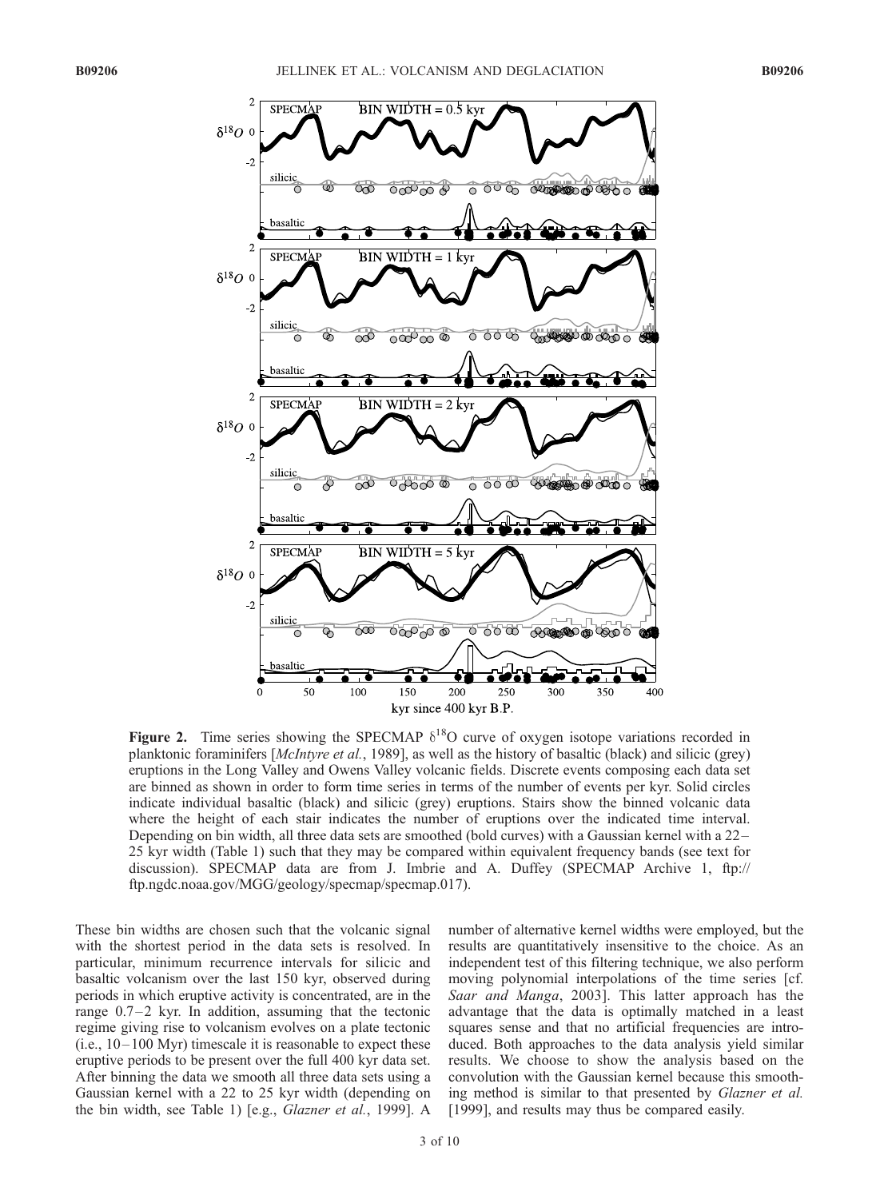**Figure 2.** Time series showing the SPECMAP $\delta^{18}O$ curve of oxygen isotope variations recorded in planktonic foraminifers [*McIntyre et al.*, 1989], as well as the history of basaltic (black) and silicic (grey) eruptions in the Long Valley and Owens Valley volcanic fields. Discrete events composing each data set are binned as shown in order to form time series in terms of the number of events per kyr. Solid circles indicate individual basaltic (black) and silicic (grey) eruptions. Stairs show the binned volcanic data where the height of each stair indicates the number of eruptions over the indicated time interval. Depending on bin width, all three data sets are smoothed (bold curves) with a Gaussian kernel with a 22–25 kyr width (Table 1) such that they may be compared within equivalent frequency bands (see text for discussion). SPECMAP data are from J. Imbrie and A. Duffey (SPECMAP Archive 1, ftp://ftp.ngdc.noaa.gov/MGG/geology/specmap/specmap.017).

These bin widths are chosen such that the volcanic signal with the shortest period in the data sets is resolved. In particular, minimum recurrence intervals for silicic and basaltic volcanism over the last 150 kyr, observed during periods in which eruptive activity is concentrated, are in the range 0.7–2 kyr. In addition, assuming that the tectonic regime giving rise to volcanism evolves on a plate tectonic (i.e., 10–100 Myr) timescale it is reasonable to expect these eruptive periods to be present over the full 400 kyr data set. After binning the data we smooth all three data sets using a Gaussian kernel with a 22 to 25 kyr width (depending on the bin width, see Table 1) [e.g., *Glazner et al.*, 1999]. A number of alternative kernel widths were employed, but the results are quantitatively insensitive to the choice. As an independent test of this filtering technique, we also perform moving polynomial interpolations of the time series [cf. *Saar and Manga*, 2003]. This latter approach has the advantage that the data is optimally matched in a least squares sense and that no artificial frequencies are introduced. Both approaches to the data analysis yield similar results. We choose to show the analysis based on the convolution with the Gaussian kernel because this smoothing method is similar to that presented by *Glazner et al.* [1999], and results may thus be compared easily.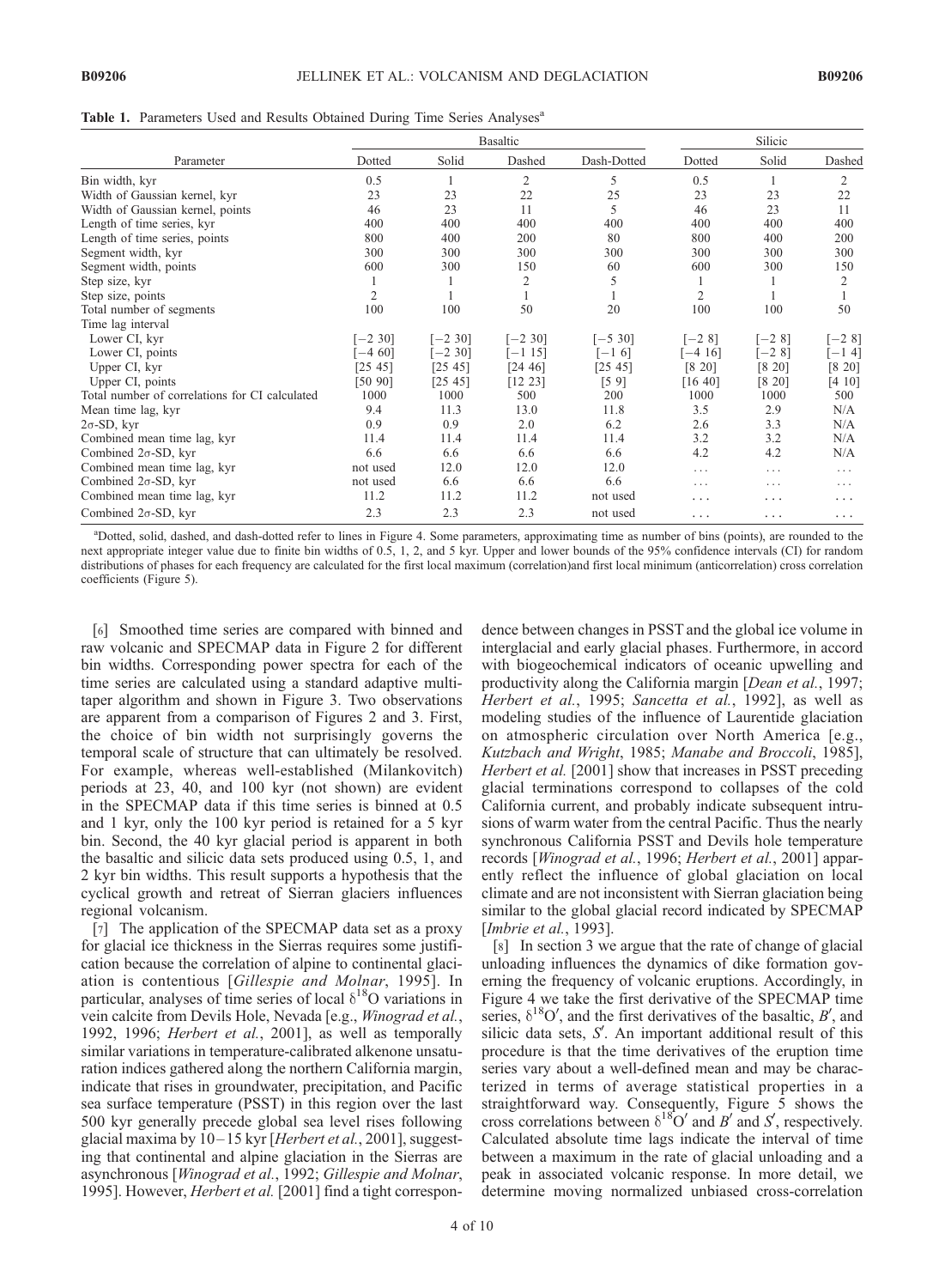**Table 1.** Parameters Used and Results Obtained During Time Series Analyses[a]

| Parameter | Basaltic | | | | Silicic | | |
|---|---|---|---|---|---|---|---|
| | Dotted | Solid | Dashed | Dash-Dotted | Dotted | Solid | Dashed |
| Bin width, kyr | 0.5 | 1 | 2 | 5 | 0.5 | 1 | 2 |
| Width of Gaussian kernel, kyr | 23 | 23 | 22 | 25 | 23 | 23 | 22 |
| Width of Gaussian kernel, points | 46 | 23 | 11 | 5 | 46 | 23 | 11 |
| Length of time series, kyr | 400 | 400 | 400 | 400 | 400 | 400 | 400 |
| Length of time series, points | 800 | 400 | 200 | 80 | 800 | 400 | 200 |
| Segment width, kyr | 300 | 300 | 300 | 300 | 300 | 300 | 300 |
| Segment width, points | 600 | 300 | 150 | 60 | 600 | 300 | 150 |
| Step size, kyr | 1 | 1 | 2 | 5 | 1 | 1 | 2 |
| Step size, points | 2 | 1 | 1 | 1 | 2 | 1 | 1 |
| Total number of segments | 100 | 100 | 50 | 20 | 100 | 100 | 50 |
| Time lag interval | | | | | | | |
| Lower CI, kyr | [−2 30] | [−2 30] | [−2 30] | [−5 30] | [−2 8] | [−2 8] | [−2 8] |
| Lower CI, points | [−4 60] | [−2 30] | [−1 15] | [−1 6] | [−4 16] | [−2 8] | [−1 4] |
| Upper CI, kyr | [25 45] | [25 45] | [24 46] | [25 45] | [8 20] | [8 20] | [8 20] |
| Upper CI, points | [50 90] | [25 45] | [12 23] | [5 9] | [16 40] | [8 20] | [4 10] |
| Total number of correlations for CI calculated | 1000 | 1000 | 500 | 200 | 1000 | 1000 | 500 |
| Mean time lag, kyr | 9.4 | 11.3 | 13.0 | 11.8 | 3.5 | 2.9 | N/A |
| $2\sigma$-SD, kyr | 0.9 | 0.9 | 2.0 | 6.2 | 2.6 | 3.3 | N/A |
| Combined mean time lag, kyr | 11.4 | 11.4 | 11.4 | 11.4 | 3.2 | 3.2 | N/A |
| Combined $2\sigma$-SD, kyr | 6.6 | 6.6 | 6.6 | 6.6 | 4.2 | 4.2 | N/A |
| Combined mean time lag, kyr | not used | 12.0 | 12.0 | 12.0 | ... | ... | ... |
| Combined $2\sigma$-SD, kyr | not used | 6.6 | 6.6 | 6.6 | ... | ... | ... |
| Combined mean time lag, kyr | 11.2 | 11.2 | 11.2 | not used | ... | ... | ... |
| Combined $2\sigma$-SD, kyr | 2.3 | 2.3 | 2.3 | not used | ... | ... | ... |

[a]Dotted, solid, dashed, and dash-dotted refer to lines in Figure 4. Some parameters, approximating time as number of bins (points), are rounded to the next appropriate integer value due to finite bin widths of 0.5, 1, 2, and 5 kyr. Upper and lower bounds of the 95% confidence intervals (CI) for random distributions of phases for each frequency are calculated for the first local maximum (correlation)and first local minimum (anticorrelation) cross correlation coefficients (Figure 5).

[6] Smoothed time series are compared with binned and raw volcanic and SPECMAP data in Figure 2 for different bin widths. Corresponding power spectra for each of the time series are calculated using a standard adaptive multitaper algorithm and shown in Figure 3. Two observations are apparent from a comparison of Figures 2 and 3. First, the choice of bin width not surprisingly governs the temporal scale of structure that can ultimately be resolved. For example, whereas well-established (Milankovitch) periods at 23, 40, and 100 kyr (not shown) are evident in the SPECMAP data if this time series is binned at 0.5 and 1 kyr, only the 100 kyr period is retained for a 5 kyr bin. Second, the 40 kyr glacial period is apparent in both the basaltic and silicic data sets produced using 0.5, 1, and 2 kyr bin widths. This result supports a hypothesis that the cyclical growth and retreat of Sierran glaciers influences regional volcanism.

[7] The application of the SPECMAP data set as a proxy for glacial ice thickness in the Sierras requires some justification because the correlation of alpine to continental glaciation is contentious [*Gillespie and Molnar*, 1995]. In particular, analyses of time series of local $\delta^{18}$O variations in vein calcite from Devils Hole, Nevada [e.g., *Winograd et al.*, 1992, 1996; *Herbert et al.*, 2001], as well as temporally similar variations in temperature-calibrated alkenone unsaturation indices gathered along the northern California margin, indicate that rises in groundwater, precipitation, and Pacific sea surface temperature (PSST) in this region over the last 500 kyr generally precede global sea level rises following glacial maxima by 10–15 kyr [*Herbert et al.*, 2001], suggesting that continental and alpine glaciation in the Sierras are asynchronous [*Winograd et al.*, 1992; *Gillespie and Molnar*, 1995]. However, *Herbert et al.* [2001] find a tight correspondence between changes in PSST and the global ice volume in interglacial and early glacial phases. Furthermore, in accord with biogeochemical indicators of oceanic upwelling and productivity along the California margin [*Dean et al.*, 1997; *Herbert et al.*, 1995; *Sancetta et al.*, 1992], as well as modeling studies of the influence of Laurentide glaciation on atmospheric circulation over North America [e.g., *Kutzbach and Wright*, 1985; *Manabe and Broccoli*, 1985], *Herbert et al.* [2001] show that increases in PSST preceding glacial terminations correspond to collapses of the cold California current, and probably indicate subsequent intrusions of warm water from the central Pacific. Thus the nearly synchronous California PSST and Devils hole temperature records [*Winograd et al.*, 1996; *Herbert et al.*, 2001] apparently reflect the influence of global glaciation on local climate and are not inconsistent with Sierran glaciation being similar to the global glacial record indicated by SPECMAP [*Imbrie et al.*, 1993].

[8] In section 3 we argue that the rate of change of glacial unloading influences the dynamics of dike formation governing the frequency of volcanic eruptions. Accordingly, in Figure 4 we take the first derivative of the SPECMAP time series, $\delta^{18}O'$, and the first derivatives of the basaltic, $B'$, and silicic data sets, $S'$. An important additional result of this procedure is that the time derivatives of the eruption time series vary about a well-defined mean and may be characterized in terms of average statistical properties in a straightforward way. Consequently, Figure 5 shows the cross correlations between $\delta^{18}O'$ and $B'$ and $S'$, respectively. Calculated absolute time lags indicate the interval of time between a maximum in the rate of glacial unloading and a peak in associated volcanic response. In more detail, we determine moving normalized unbiased cross-correlation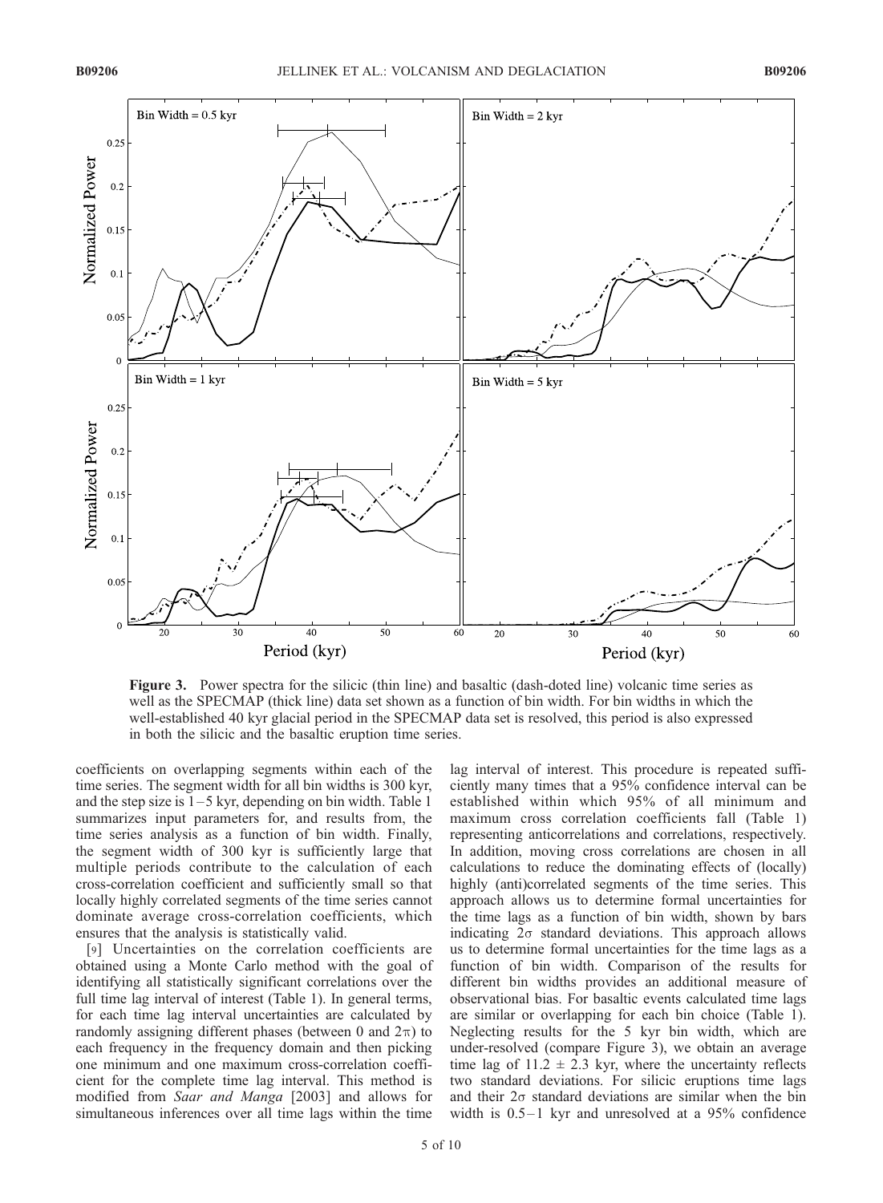**Figure 3.** Power spectra for the silicic (thin line) and basaltic (dash-doted line) volcanic time series as well as the SPECMAP (thick line) data set shown as a function of bin width. For bin widths in which the well-established 40 kyr glacial period in the SPECMAP data set is resolved, this period is also expressed in both the silicic and the basaltic eruption time series.

coefficients on overlapping segments within each of the time series. The segment width for all bin widths is 300 kyr, and the step size is 1–5 kyr, depending on bin width. Table 1 summarizes input parameters for, and results from, the time series analysis as a function of bin width. Finally, the segment width of 300 kyr is sufficiently large that multiple periods contribute to the calculation of each cross-correlation coefficient and sufficiently small so that locally highly correlated segments of the time series cannot dominate average cross-correlation coefficients, which ensures that the analysis is statistically valid.

[9] Uncertainties on the correlation coefficients are obtained using a Monte Carlo method with the goal of identifying all statistically significant correlations over the full time lag interval of interest (Table 1). In general terms, for each time lag interval uncertainties are calculated by randomly assigning different phases (between 0 and $2\pi$) to each frequency in the frequency domain and then picking one minimum and one maximum cross-correlation coefficient for the complete time lag interval. This method is modified from *Saar and Manga* [2003] and allows for simultaneous inferences over all time lags within the time lag interval of interest. This procedure is repeated sufficiently many times that a 95% confidence interval can be established within which 95% of all minimum and maximum cross correlation coefficients fall (Table 1) representing anticorrelations and correlations, respectively. In addition, moving cross correlations are chosen in all calculations to reduce the dominating effects of (locally) highly (anti)correlated segments of the time series. This approach allows us to determine formal uncertainties for the time lags as a function of bin width, shown by bars indicating $2\sigma$ standard deviations. This approach allows us to determine formal uncertainties for the time lags as a function of bin width. Comparison of the results for different bin widths provides an additional measure of observational bias. For basaltic events calculated time lags are similar or overlapping for each bin choice (Table 1). Neglecting results for the 5 kyr bin width, which are under-resolved (compare Figure 3), we obtain an average time lag of $11.2 \pm 2.3$ kyr, where the uncertainty reflects two standard deviations. For silicic eruptions time lags and their $2\sigma$ standard deviations are similar when the bin width is 0.5–1 kyr and unresolved at a 95% confidence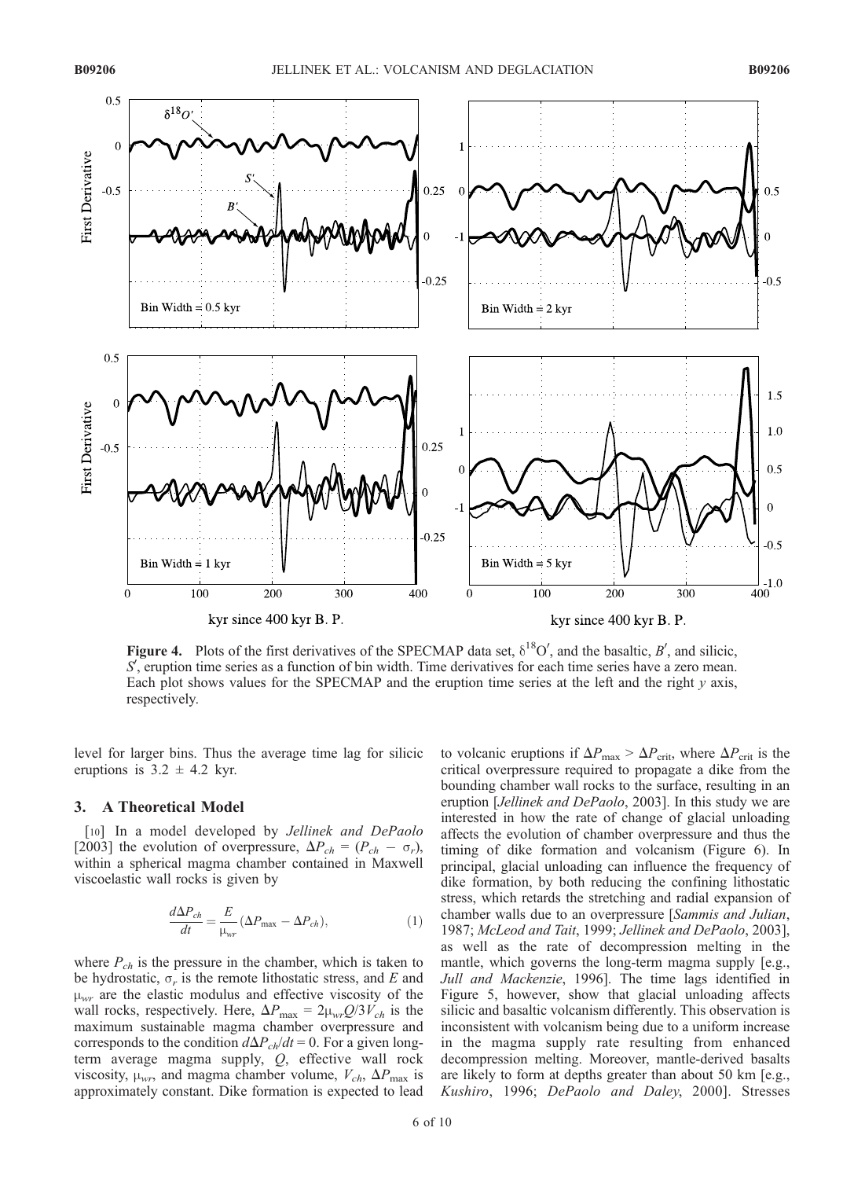**Figure 4.** Plots of the first derivatives of the SPECMAP data set, $\delta^{18}O'$, and the basaltic, $B'$, and silicic, $S'$, eruption time series as a function of bin width. Time derivatives for each time series have a zero mean. Each plot shows values for the SPECMAP and the eruption time series at the left and the right $y$ axis, respectively.

level for larger bins. Thus the average time lag for silicic eruptions is $3.2 \pm 4.2$ kyr.

## 3. A Theoretical Model

[10] In a model developed by *Jellinek and DePaolo* [2003] the evolution of overpressure, $\Delta P_{ch} = (P_{ch} - \sigma_r)$, within a spherical magma chamber contained in Maxwell viscoelastic wall rocks is given by

$$\frac{d\Delta P_{ch}}{dt} = \frac{E}{\mu_{wr}}(\Delta P_{\max} - \Delta P_{ch}), \tag{1}$$

where $P_{ch}$ is the pressure in the chamber, which is taken to be hydrostatic, $\sigma_r$ is the remote lithostatic stress, and $E$ and $\mu_{wr}$ are the elastic modulus and effective viscosity of the wall rocks, respectively. Here, $\Delta P_{\max} = 2\mu_{wr}Q/3V_{ch}$ is the maximum sustainable magma chamber overpressure and corresponds to the condition $d\Delta P_{ch}/dt = 0$. For a given long-term average magma supply, $Q$, effective wall rock viscosity, $\mu_{wr}$, and magma chamber volume, $V_{ch}$, $\Delta P_{\max}$ is approximately constant. Dike formation is expected to lead to volcanic eruptions if $\Delta P_{\max} > \Delta P_{\text{crit}}$, where $\Delta P_{\text{crit}}$ is the critical overpressure required to propagate a dike from the bounding chamber wall rocks to the surface, resulting in an eruption [*Jellinek and DePaolo*, 2003]. In this study we are interested in how the rate of change of glacial unloading affects the evolution of chamber overpressure and thus the timing of dike formation and volcanism (Figure 6). In principal, glacial unloading can influence the frequency of dike formation, by both reducing the confining lithostatic stress, which retards the stretching and radial expansion of chamber walls due to an overpressure [*Sammis and Julian*, 1987; *McLeod and Tait*, 1999; *Jellinek and DePaolo*, 2003], as well as the rate of decompression melting in the mantle, which governs the long-term magma supply [e.g., *Jull and Mackenzie*, 1996]. The time lags identified in Figure 5, however, show that glacial unloading affects silicic and basaltic volcanism differently. This observation is inconsistent with volcanism being due to a uniform increase in the magma supply rate resulting from enhanced decompression melting. Moreover, mantle-derived basalts are likely to form at depths greater than about 50 km [e.g., *Kushiro*, 1996; *DePaolo and Daley*, 2000]. Stresses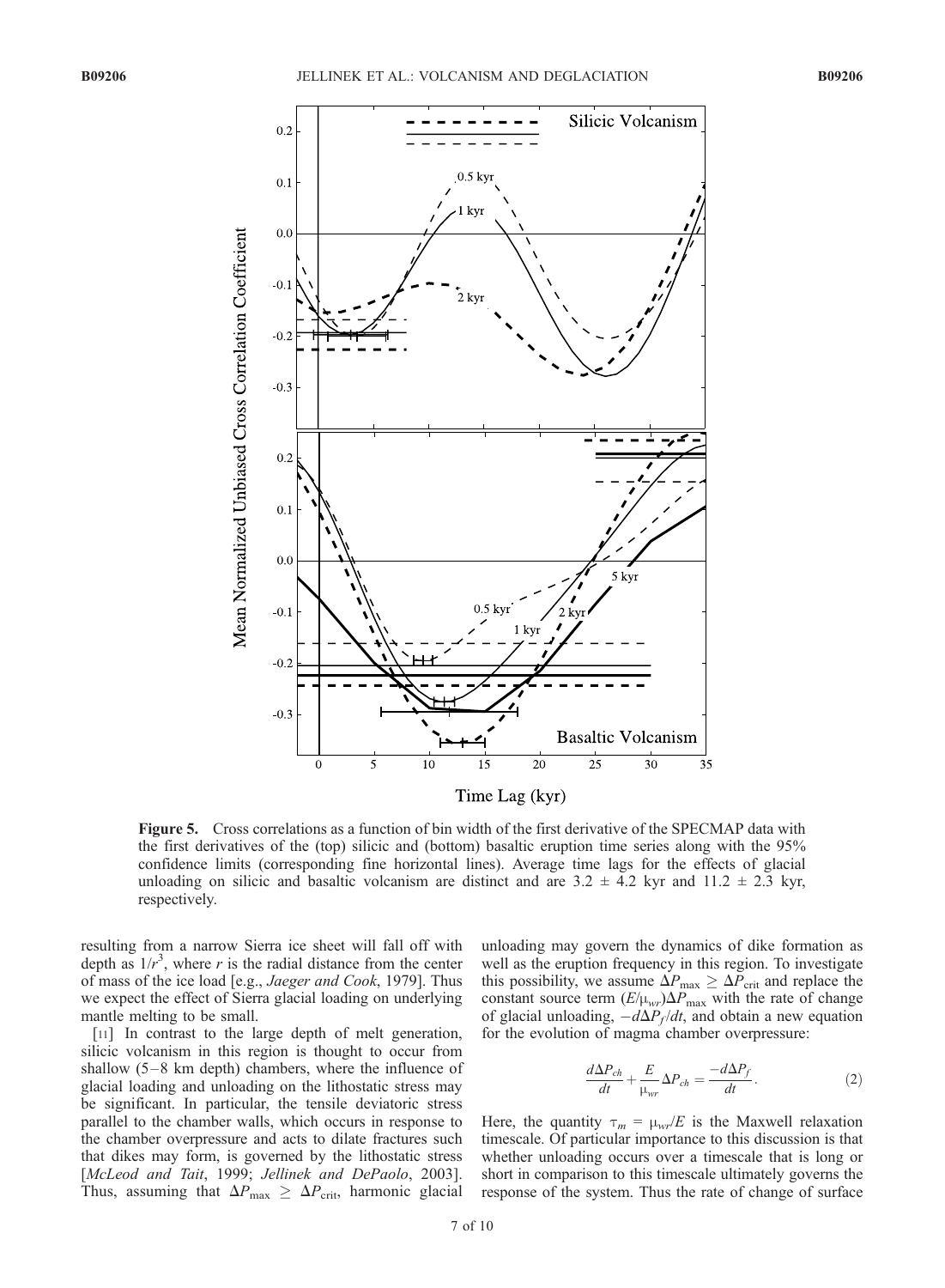**Figure 5.** Cross correlations as a function of bin width of the first derivative of the SPECMAP data with the first derivatives of the (top) silicic and (bottom) basaltic eruption time series along with the 95% confidence limits (corresponding fine horizontal lines). Average time lags for the effects of glacial unloading on silicic and basaltic volcanism are distinct and are 3.2 ± 4.2 kyr and 11.2 ± 2.3 kyr, respectively.

resulting from a narrow Sierra ice sheet will fall off with depth as $1/r^3$, where $r$ is the radial distance from the center of mass of the ice load [e.g., *Jaeger and Cook*, 1979]. Thus we expect the effect of Sierra glacial loading on underlying mantle melting to be small.

[11] In contrast to the large depth of melt generation, silicic volcanism in this region is thought to occur from shallow (5–8 km depth) chambers, where the influence of glacial loading and unloading on the lithostatic stress may be significant. In particular, the tensile deviatoric stress parallel to the chamber walls, which occurs in response to the chamber overpressure and acts to dilate fractures such that dikes may form, is governed by the lithostatic stress [*McLeod and Tait*, 1999; *Jellinek and DePaolo*, 2003]. Thus, assuming that $\Delta P_{\max} \geq \Delta P_{\text{crit}}$, harmonic glacial unloading may govern the dynamics of dike formation as well as the eruption frequency in this region. To investigate this possibility, we assume $\Delta P_{\max} \geq \Delta P_{\text{crit}}$ and replace the constant source term $(E/\mu_{wr})\Delta P_{\max}$ with the rate of change of glacial unloading, $-d\Delta P_f/dt$, and obtain a new equation for the evolution of magma chamber overpressure:

$$\frac{d\Delta P_{ch}}{dt} + \frac{E}{\mu_{wr}}\Delta P_{ch} = \frac{-d\Delta P_f}{dt}. \tag{2}$$

Here, the quantity $\tau_m = \mu_{wr}/E$ is the Maxwell relaxation timescale. Of particular importance to this discussion is that whether unloading occurs over a timescale that is long or short in comparison to this timescale ultimately governs the response of the system. Thus the rate of change of surface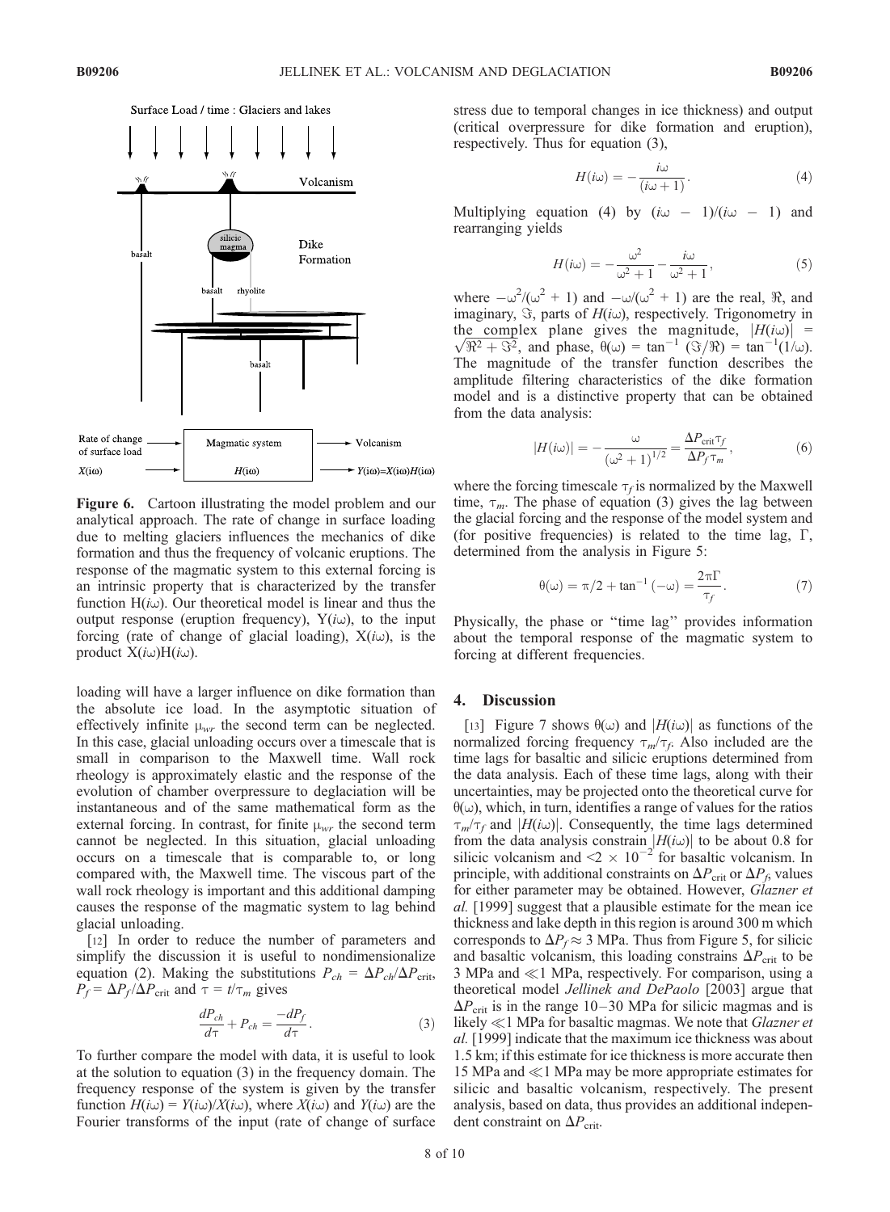**Figure 6.** Cartoon illustrating the model problem and our analytical approach. The rate of change in surface loading due to melting glaciers influences the mechanics of dike formation and thus the frequency of volcanic eruptions. The response of the magmatic system to this external forcing is an intrinsic property that is characterized by the transfer function $H(i\omega)$. Our theoretical model is linear and thus the output response (eruption frequency), $Y(i\omega)$, to the input forcing (rate of change of glacial loading), $X(i\omega)$, is the product $X(i\omega)H(i\omega)$.

loading will have a larger influence on dike formation than the absolute ice load. In the asymptotic situation of effectively infinite $\mu_{wr}$ the second term can be neglected. In this case, glacial unloading occurs over a timescale that is small in comparison to the Maxwell time. Wall rock rheology is approximately elastic and the response of the evolution of chamber overpressure to deglaciation will be instantaneous and of the same mathematical form as the external forcing. In contrast, for finite $\mu_{wr}$ the second term cannot be neglected. In this situation, glacial unloading occurs on a timescale that is comparable to, or long compared with, the Maxwell time. The viscous part of the wall rock rheology is important and this additional damping causes the response of the magmatic system to lag behind glacial unloading.

[12] In order to reduce the number of parameters and simplify the discussion it is useful to nondimensionalize equation (2). Making the substitutions $P_{ch} = \Delta P_{ch}/\Delta P_{\text{crit}}$, $P_f = \Delta P_f/\Delta P_{\text{crit}}$ and $\tau = t/\tau_m$ gives

$$\frac{dP_{ch}}{d\tau} + P_{ch} = \frac{-dP_f}{d\tau}. \tag{3}$$

To further compare the model with data, it is useful to look at the solution to equation (3) in the frequency domain. The frequency response of the system is given by the transfer function $H(i\omega) = Y(i\omega)/X(i\omega)$, where $X(i\omega)$ and $Y(i\omega)$ are the Fourier transforms of the input (rate of change of surface stress due to temporal changes in ice thickness) and output (critical overpressure for dike formation and eruption), respectively. Thus for equation (3),

$$H(i\omega) = -\frac{i\omega}{(i\omega + 1)}. \tag{4}$$

Multiplying equation (4) by $(i\omega - 1)/(i\omega - 1)$ and rearranging yields

$$H(i\omega) = -\frac{\omega^2}{\omega^2 + 1} - \frac{i\omega}{\omega^2 + 1}, \tag{5}$$

where $-\omega^2/(\omega^2 + 1)$ and $-\omega/(\omega^2 + 1)$ are the real, $\Re$, and imaginary, $\Im$, parts of $H(i\omega)$, respectively. Trigonometry in the complex plane gives the magnitude, $|H(i\omega)| = \sqrt{\Re^2 + \Im^2}$, and phase, $\theta(\omega) = \tan^{-1}(\Im/\Re) = \tan^{-1}(1/\omega)$. The magnitude of the transfer function describes the amplitude filtering characteristics of the dike formation model and is a distinctive property that can be obtained from the data analysis:

$$|H(i\omega)| = -\frac{\omega}{(\omega^2 + 1)^{1/2}} = \frac{\Delta P_{\text{crit}}\tau_f}{\Delta P_f \tau_m}, \tag{6}$$

where the forcing timescale $\tau_f$ is normalized by the Maxwell time, $\tau_m$. The phase of equation (3) gives the lag between the glacial forcing and the response of the model system and (for positive frequencies) is related to the time lag, $\Gamma$, determined from the analysis in Figure 5:

$$\theta(\omega) = \pi/2 + \tan^{-1}(-\omega) = \frac{2\pi\Gamma}{\tau_f}. \tag{7}$$

Physically, the phase or "time lag" provides information about the temporal response of the magmatic system to forcing at different frequencies.

## 4. Discussion

[13] Figure 7 shows $\theta(\omega)$ and $|H(i\omega)|$ as functions of the normalized forcing frequency $\tau_m/\tau_f$. Also included are the time lags for basaltic and silicic eruptions determined from the data analysis. Each of these time lags, along with their uncertainties, may be projected onto the theoretical curve for $\theta(\omega)$, which, in turn, identifies a range of values for the ratios $\tau_m/\tau_f$ and $|H(i\omega)|$. Consequently, the time lags determined from the data analysis constrain $|H(i\omega)|$ to be about 0.8 for silicic volcanism and $<2 \times 10^{-2}$ for basaltic volcanism. In principle, with additional constraints on $\Delta P_{\text{crit}}$ or $\Delta P_f$, values for either parameter may be obtained. However, *Glazner et al.* [1999] suggest that a plausible estimate for the mean ice thickness and lake depth in this region is around 300 m which corresponds to $\Delta P_f \approx 3$ MPa. Thus from Figure 5, for silicic and basaltic volcanism, this loading constrains $\Delta P_{\text{crit}}$ to be 3 MPa and $\ll$1 MPa, respectively. For comparison, using a theoretical model *Jellinek and DePaolo* [2003] argue that $\Delta P_{\text{crit}}$ is in the range 10–30 MPa for silicic magmas and is likely $\ll$1 MPa for basaltic magmas. We note that *Glazner et al.* [1999] indicate that the maximum ice thickness was about 1.5 km; if this estimate for ice thickness is more accurate then 15 MPa and $\ll$1 MPa may be more appropriate estimates for silicic and basaltic volcanism, respectively. The present analysis, based on data, thus provides an additional independent constraint on $\Delta P_{\text{crit}}$.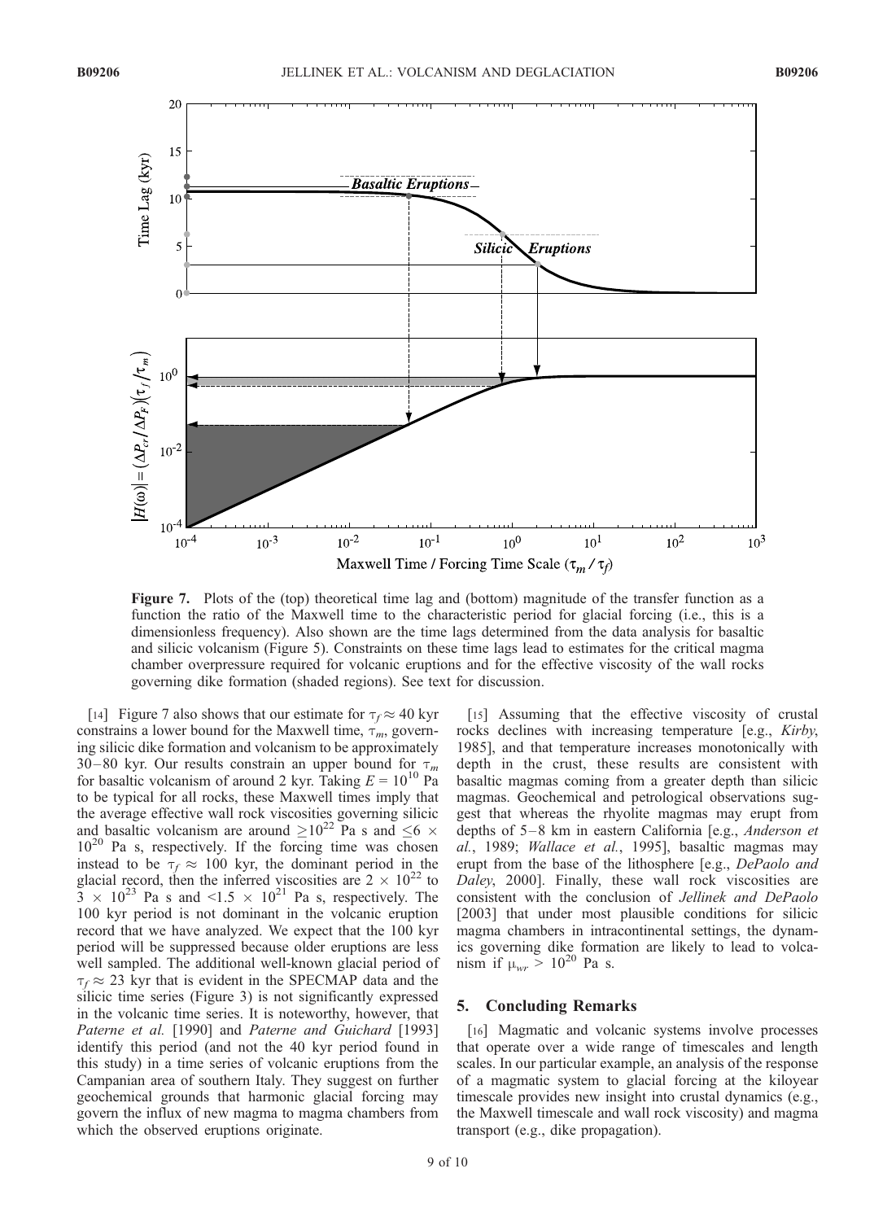Figure 7. Plots of the (top) theoretical time lag and (bottom) magnitude of the transfer function as a function the ratio of the Maxwell time to the characteristic period for glacial forcing (i.e., this is a dimensionless frequency). Also shown are the time lags determined from the data analysis for basaltic and silicic volcanism (Figure 5). Constraints on these time lags lead to estimates for the critical magma chamber overpressure required for volcanic eruptions and for the effective viscosity of the wall rocks governing dike formation (shaded regions). See text for discussion.

[14] Figure 7 also shows that our estimate for $\tau_f \approx 40$ kyr constrains a lower bound for the Maxwell time, $\tau_m$, governing silicic dike formation and volcanism to be approximately 30–80 kyr. Our results constrain an upper bound for $\tau_m$ for basaltic volcanism of around 2 kyr. Taking $E = 10^{10}$ Pa to be typical for all rocks, these Maxwell times imply that the average effective wall rock viscosities governing silicic and basaltic volcanism are around $\geq 10^{22}$ Pa s and $\leq 6 \times 10^{20}$ Pa s, respectively. If the forcing time was chosen instead to be $\tau_f \approx 100$ kyr, the dominant period in the glacial record, then the inferred viscosities are $2 \times 10^{22}$ to $3 \times 10^{23}$ Pa s and $< 1.5 \times 10^{21}$ Pa s, respectively. The 100 kyr period is not dominant in the volcanic eruption record that we have analyzed. We expect that the 100 kyr period will be suppressed because older eruptions are less well sampled. The additional well-known glacial period of $\tau_f \approx 23$ kyr that is evident in the SPECMAP data and the silicic time series (Figure 3) is not significantly expressed in the volcanic time series. It is noteworthy, however, that *Paterne et al.* [1990] and *Paterne and Guichard* [1993] identify this period (and not the 40 kyr period found in this study) in a time series of volcanic eruptions from the Campanian area of southern Italy. They suggest on further geochemical grounds that harmonic glacial forcing may govern the influx of new magma to magma chambers from which the observed eruptions originate.

[15] Assuming that the effective viscosity of crustal rocks declines with increasing temperature [e.g., *Kirby*, 1985], and that temperature increases monotonically with depth in the crust, these results are consistent with basaltic magmas coming from a greater depth than silicic magmas. Geochemical and petrological observations suggest that whereas the rhyolite magmas may erupt from depths of 5–8 km in eastern California [e.g., *Anderson et al.*, 1989; *Wallace et al.*, 1995], basaltic magmas may erupt from the base of the lithosphere [e.g., *DePaolo and Daley*, 2000]. Finally, these wall rock viscosities are consistent with the conclusion of *Jellinek and DePaolo* [2003] that under most plausible conditions for silicic magma chambers in intracontinental settings, the dynamics governing dike formation are likely to lead to volcanism if $\mu_{wr} > 10^{20}$ Pa s.

## 5. Concluding Remarks

[16] Magmatic and volcanic systems involve processes that operate over a wide range of timescales and length scales. In our particular example, an analysis of the response of a magmatic system to glacial forcing at the kiloyear timescale provides new insight into crustal dynamics (e.g., the Maxwell timescale and wall rock viscosity) and magma transport (e.g., dike propagation).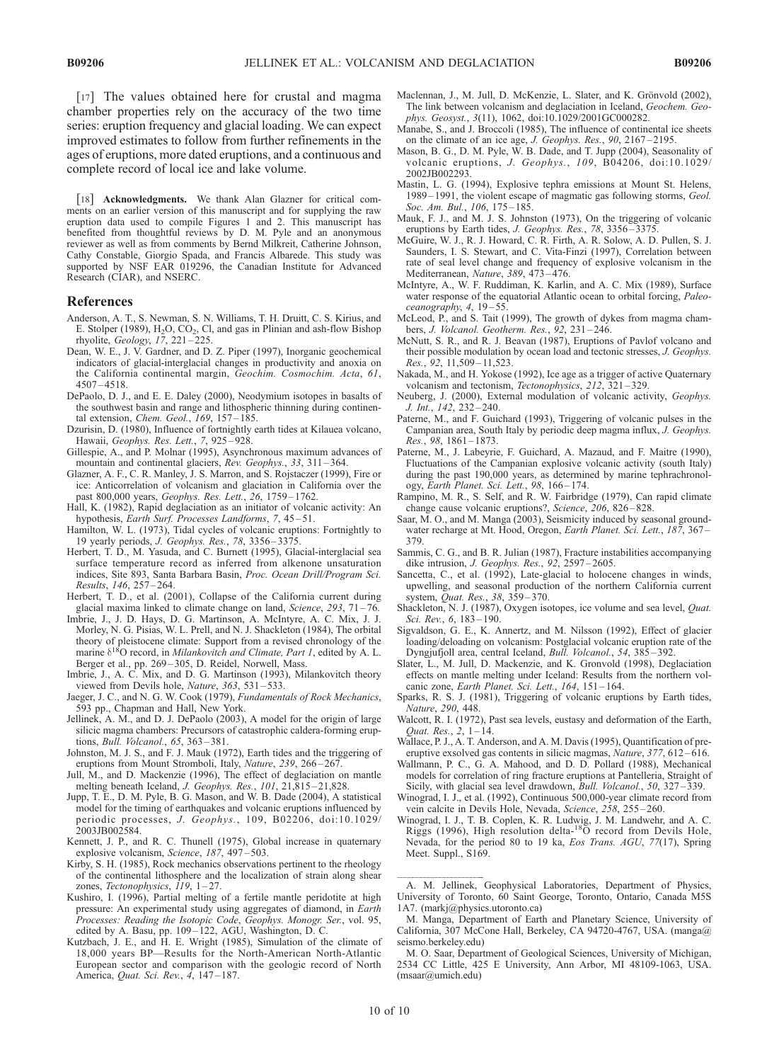[17] The values obtained here for crustal and magma chamber properties rely on the accuracy of the two time series: eruption frequency and glacial loading. We can expect improved estimates to follow from further refinements in the ages of eruptions, more dated eruptions, and a continuous and complete record of local ice and lake volume.

[18] **Acknowledgments.** We thank Alan Glazner for critical comments on an earlier version of this manuscript and for supplying the raw eruption data used to compile Figures 1 and 2. This manuscript has benefited from thoughtful reviews by D. M. Pyle and an anonymous reviewer as well as from comments by Bernd Milkreit, Catherine Johnson, Cathy Constable, Giorgio Spada, and Francis Albarede. This study was supported by NSF EAR 019296, the Canadian Institute for Advanced Research (CIAR), and NSERC.

## References

Anderson, A. T., S. Newman, S. N. Williams, T. H. Druitt, C. S. Kirius, and E. Stolper (1989), $H_2O$, $CO_2$, Cl, and gas in Plinian and ash-flow Bishop rhyolite, *Geology*, *17*, 221–225.

Dean, W. E., J. V. Gardner, and D. Z. Piper (1997), Inorganic geochemical indicators of glacial-interglacial changes in productivity and anoxia on the California continental margin, *Geochim. Cosmochim. Acta*, *61*, 4507–4518.

DePaolo, D. J., and E. E. Daley (2000), Neodymium isotopes in basalts of the southwest basin and range and lithospheric thinning during continental extension, *Chem. Geol.*, *169*, 157–185.

Dzurisin, D. (1980), Influence of fortnightly earth tides at Kilauea volcano, Hawaii, *Geophys. Res. Lett.*, *7*, 925–928.

Gillespie, A., and P. Molnar (1995), Asynchronous maximum advances of mountain and continental glaciers, *Rev. Geophys.*, *33*, 311–364.

Glazner, A. F., C. R. Manley, J. S. Marron, and S. Rojstaczer (1999), Fire or ice: Anticorrelation of volcanism and glaciation in California over the past 800,000 years, *Geophys. Res. Lett.*, *26*, 1759–1762.

Hall, K. (1982), Rapid deglaciation as an initiator of volcanic activity: An hypothesis, *Earth Surf. Processes Landforms*, *7*, 45–51.

Hamilton, W. L. (1973), Tidal cycles of volcanic eruptions: Fortnightly to 19 yearly periods, *J. Geophys. Res.*, *78*, 3356–3375.

Herbert, T. D., M. Yasuda, and C. Burnett (1995), Glacial-interglacial sea surface temperature record as inferred from alkenone unsaturation indices, Site 893, Santa Barbara Basin, *Proc. Ocean Drill/Program Sci. Results*, *146*, 257–264.

Herbert, T. D., et al. (2001), Collapse of the California current during glacial maxima linked to climate change on land, *Science*, *293*, 71–76.

Imbrie, J., J. D. Hays, D. G. Martinson, A. McIntyre, A. C. Mix, J. J. Morley, N. G. Pisias, W. L. Prell, and N. J. Shackleton (1984), The orbital theory of pleistocene climate: Support from a revised chronology of the marine $\delta^{18}O$ record, in *Milankovitch and Climate, Part 1*, edited by A. L. Berger et al., pp. 269–305, D. Reidel, Norwell, Mass.

Imbrie, J., A. C. Mix, and D. G. Martinson (1993), Milankovitch theory viewed from Devils hole, *Nature*, *363*, 531–533.

Jaeger, J. C., and N. G. W. Cook (1979), *Fundamentals of Rock Mechanics*, 593 pp., Chapman and Hall, New York.

Jellinek, A. M., and D. J. DePaolo (2003), A model for the origin of large silicic magma chambers: Precursors of catastrophic caldera-forming eruptions, *Bull. Volcanol.*, *65*, 363–381.

Johnston, M. J. S., and F. J. Mauk (1972), Earth tides and the triggering of eruptions from Mount Stromboli, Italy, *Nature*, *239*, 266–267.

Jull, M., and D. Mackenzie (1996), The effect of deglaciation on mantle melting beneath Iceland, *J. Geophys. Res.*, *101*, 21,815–21,828.

Jupp, T. E., D. M. Pyle, B. G. Mason, and W. B. Dade (2004), A statistical model for the timing of earthquakes and volcanic eruptions influenced by periodic processes, *J. Geophys.*, 109, B02206, doi:10.1029/2003JB002584.

Kennett, J. P., and R. C. Thunell (1975), Global increase in quaternary explosive volcanism, *Science*, *187*, 497–503.

Kirby, S. H. (1985), Rock mechanics observations pertinent to the rheology of the continental lithosphere and the localization of strain along shear zones, *Tectonophysics*, *119*, 1–27.

Kushiro, I. (1996), Partial melting of a fertile mantle peridotite at high pressure: An experimental study using aggregates of diamond, in *Earth Processes: Reading the Isotopic Code*, *Geophys. Monogr. Ser.*, vol. 95, edited by A. Basu, pp. 109–122, AGU, Washington, D. C.

Kutzbach, J. E., and H. E. Wright (1985), Simulation of the climate of 18,000 years BP—Results for the North-American North-Atlantic European sector and comparison with the geologic record of North America, *Quat. Sci. Rev.*, *4*, 147–187.

Maclennan, J., M. Jull, D. McKenzie, L. Slater, and K. Grönvold (2002), The link between volcanism and deglaciation in Iceland, *Geochem. Geophys. Geosyst.*, *3*(11), 1062, doi:10.1029/2001GC000282.

Manabe, S., and J. Broccoli (1985), The influence of continental ice sheets on the climate of an ice age, *J. Geophys. Res.*, *90*, 2167–2195.

Mason, B. G., D. M. Pyle, W. B. Dade, and T. Jupp (2004), Seasonality of volcanic eruptions, *J. Geophys.*, *109*, B04206, doi:10.1029/2002JB002293.

Mastin, L. G. (1994), Explosive tephra emissions at Mount St. Helens, 1989–1991, the violent escape of magmatic gas following storms, *Geol. Soc. Am. Bul.*, *106*, 175–185.

Mauk, F. J., and M. J. S. Johnston (1973), On the triggering of volcanic eruptions by Earth tides, *J. Geophys. Res.*, *78*, 3356–3375.

McGuire, W. J., R. J. Howard, C. R. Firth, A. R. Solow, A. D. Pullen, S. J. Saunders, I. S. Stewart, and C. Vita-Finzi (1997), Correlation between rate of seal level change and frequency of explosive volcanism in the Mediterranean, *Nature*, *389*, 473–476.

McIntyre, A., W. F. Ruddiman, K. Karlin, and A. C. Mix (1989), Surface water response of the equatorial Atlantic ocean to orbital forcing, *Paleoceanography*, *4*, 19–55.

McLeod, P., and S. Tait (1999), The growth of dykes from magma chambers, *J. Volcanol. Geotherm. Res.*, *92*, 231–246.

McNutt, S. R., and R. J. Beavan (1987), Eruptions of Pavlof volcano and their possible modulation by ocean load and tectonic stresses, *J. Geophys. Res.*, *92*, 11,509–11,523.

Nakada, M., and H. Yokose (1992), Ice age as a trigger of active Quaternary volcanism and tectonism, *Tectonophysics*, *212*, 321–329.

Neuberg, J. (2000), External modulation of volcanic activity, *Geophys. J. Int.*, *142*, 232–240.

Paterne, M., and F. Guichard (1993), Triggering of volcanic pulses in the Campanian area, South Italy by periodic deep magma influx, *J. Geophys. Res.*, *98*, 1861–1873.

Paterne, M., J. Labeyrie, F. Guichard, A. Mazaud, and F. Maitre (1990), Fluctuations of the Campanian explosive volcanic activity (south Italy) during the past 190,000 years, as determined by marine tephrachronology, *Earth Planet. Sci. Lett.*, *98*, 166–174.

Rampino, M. R., S. Self, and R. W. Fairbridge (1979), Can rapid climate change cause volcanic eruptions?, *Science*, *206*, 826–828.

Saar, M. O., and M. Manga (2003), Seismicity induced by seasonal groundwater recharge at Mt. Hood, Oregon, *Earth Planet. Sci. Lett.*, *187*, 367–379.

Sammis, C. G., and B. R. Julian (1987), Fracture instabilities accompanying dike intrusion, *J. Geophys. Res.*, *92*, 2597–2605.

Sancetta, C., et al. (1992), Late-glacial to holocene changes in winds, upwelling, and seasonal production of the northern California current system, *Quat. Res.*, *38*, 359–370.

Shackleton, N. J. (1987), Oxygen isotopes, ice volume and sea level, *Quat. Sci. Rev.*, *6*, 183–190.

Sigvaldson, G. E., K. Annertz, and M. Nilsson (1992), Effect of glacier loading/deloading on volcanism: Postglacial volcanic eruption rate of the Dyngjufjoll area, central Iceland, *Bull. Volcanol.*, *54*, 385–392.

Slater, L., M. Jull, D. Mackenzie, and K. Gronvold (1998), Deglaciation effects on mantle melting under Iceland: Results from the northern volcanic zone, *Earth Planet. Sci. Lett.*, *164*, 151–164.

Sparks, R. S. J. (1981), Triggering of volcanic eruptions by Earth tides, *Nature*, *290*, 448.

Walcott, R. I. (1972), Past sea levels, eustasy and deformation of the Earth, *Quat. Res.*, *2*, 1–14.

Wallace, P. J., A. T. Anderson, and A. M. Davis (1995), Quantification of pre-eruptive exsolved gas contents in silicic magmas, *Nature*, *377*, 612–616.

Wallmann, P. C., G. A. Mahood, and D. D. Pollard (1988), Mechanical models for correlation of ring fracture eruptions at Pantelleria, Straight of Sicily, with glacial sea level drawdown, *Bull. Volcanol.*, *50*, 327–339.

Winograd, I. J., et al. (1992), Continuous 500,000-year climate record from vein calcite in Devils Hole, Nevada, *Science*, *258*, 255–260.

Winograd, I. J., T. B. Coplen, K. R. Ludwig, J. M. Landwehr, and A. C. Riggs (1996), High resolution delta-$^{18}O$ record from Devils Hole, Nevada, for the period 80 to 19 ka, *Eos Trans. AGU*, *77*(17), Spring Meet. Suppl., S169.

---

A. M. Jellinek, Geophysical Laboratories, Department of Physics, University of Toronto, 60 Saint George, Toronto, Ontario, Canada M5S 1A7. (markj@physics.utoronto.ca)

M. Manga, Department of Earth and Planetary Science, University of California, 307 McCone Hall, Berkeley, CA 94720-4767, USA. (manga@seismo.berkeley.edu)

M. O. Saar, Department of Geological Sciences, University of Michigan, 2534 CC Little, 425 E University, Ann Arbor, MI 48109-1063, USA. (msaar@umich.edu)